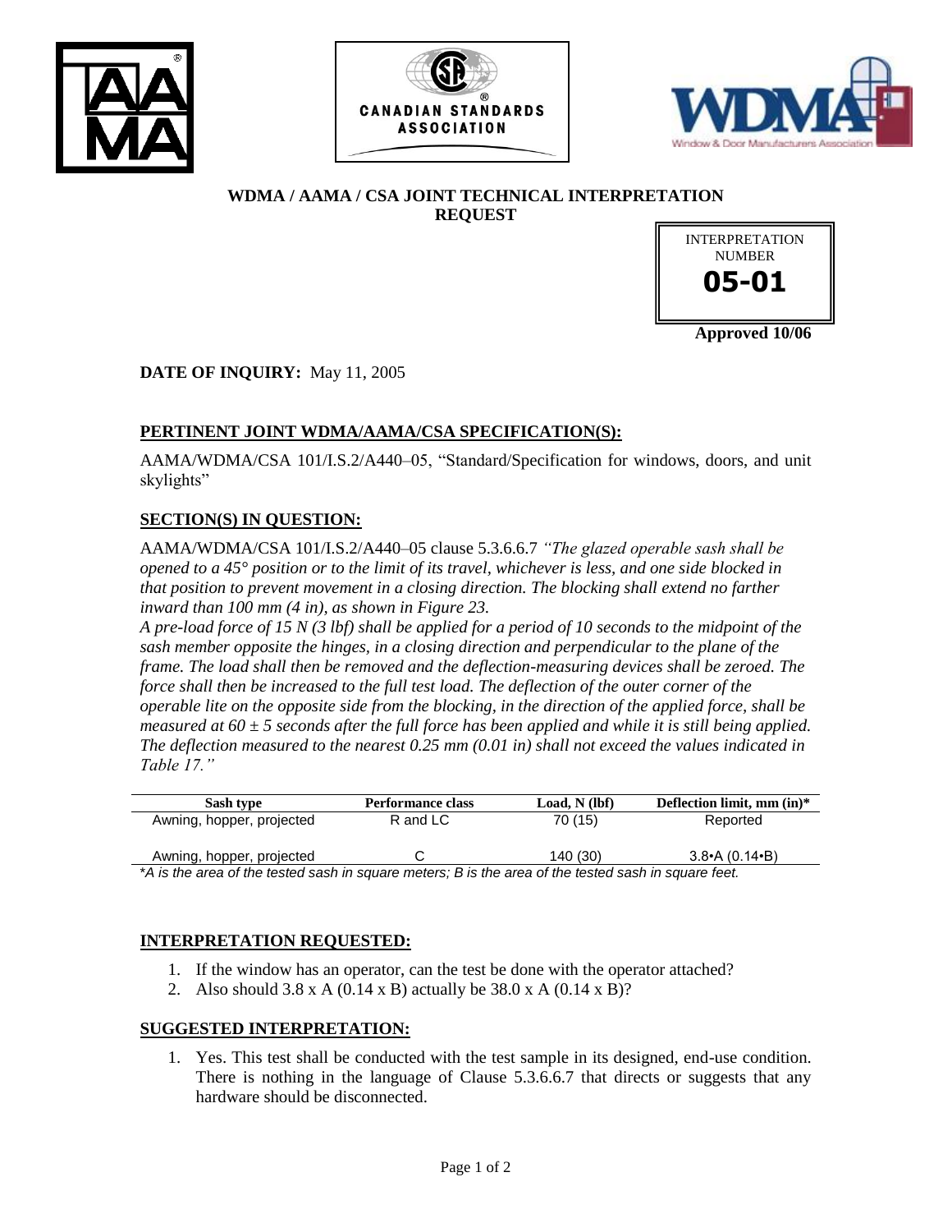# WDMA / AAMA / CSA JOINT TECHNICAL INTERPRETATION REQUEST

INTERPRETATION NUMBER

**05-01**

**Approved 10/06**

**DATE OF INQUIRY:** May 11, 2005

## PERTINENT JOINT WDMA/AAMA/CSA SPECIFICATION(S):

AAMA/WDMA/CSA 101/I.S.2/A440–05, "Standard/Specification for windows, doors, and unit skylights"

## SECTION(S) IN QUESTION:

AAMA/WDMA/CSA 101/I.S.2/A440–05 clause 5.3.6.6.7 *"The glazed operable sash shall be opened to a 45° position or to the limit of its travel, whichever is less, and one side blocked in that position to prevent movement in a closing direction. The blocking shall extend no farther inward than 100 mm (4 in), as shown in Figure 23.*

*A pre-load force of 15 N (3 lbf) shall be applied for a period of 10 seconds to the midpoint of the sash member opposite the hinges, in a closing direction and perpendicular to the plane of the frame. The load shall then be removed and the deflection-measuring devices shall be zeroed. The force shall then be increased to the full test load. The deflection of the outer corner of the operable lite on the opposite side from the blocking, in the direction of the applied force, shall be measured at 60 ± 5 seconds after the full force has been applied and while it is still being applied. The deflection measured to the nearest 0.25 mm (0.01 in) shall not exceed the values indicated in Table 17."*

| Sash type | Performance class | Load, N (lbf) | Deflection limit, mm (in)* |
|---|---|---|---|
| Awning, hopper, projected | R and LC | 70 (15) | Reported |
| Awning, hopper, projected | C | 140 (30) | 3.8•A (0.14•B) |

*\*A is the area of the tested sash in square meters; B is the area of the tested sash in square feet.*

## INTERPRETATION REQUESTED:

1. If the window has an operator, can the test be done with the operator attached?
2. Also should 3.8 x A (0.14 x B) actually be 38.0 x A (0.14 x B)?

## SUGGESTED INTERPRETATION:

1. Yes. This test shall be conducted with the test sample in its designed, end-use condition. There is nothing in the language of Clause 5.3.6.6.7 that directs or suggests that any hardware should be disconnected.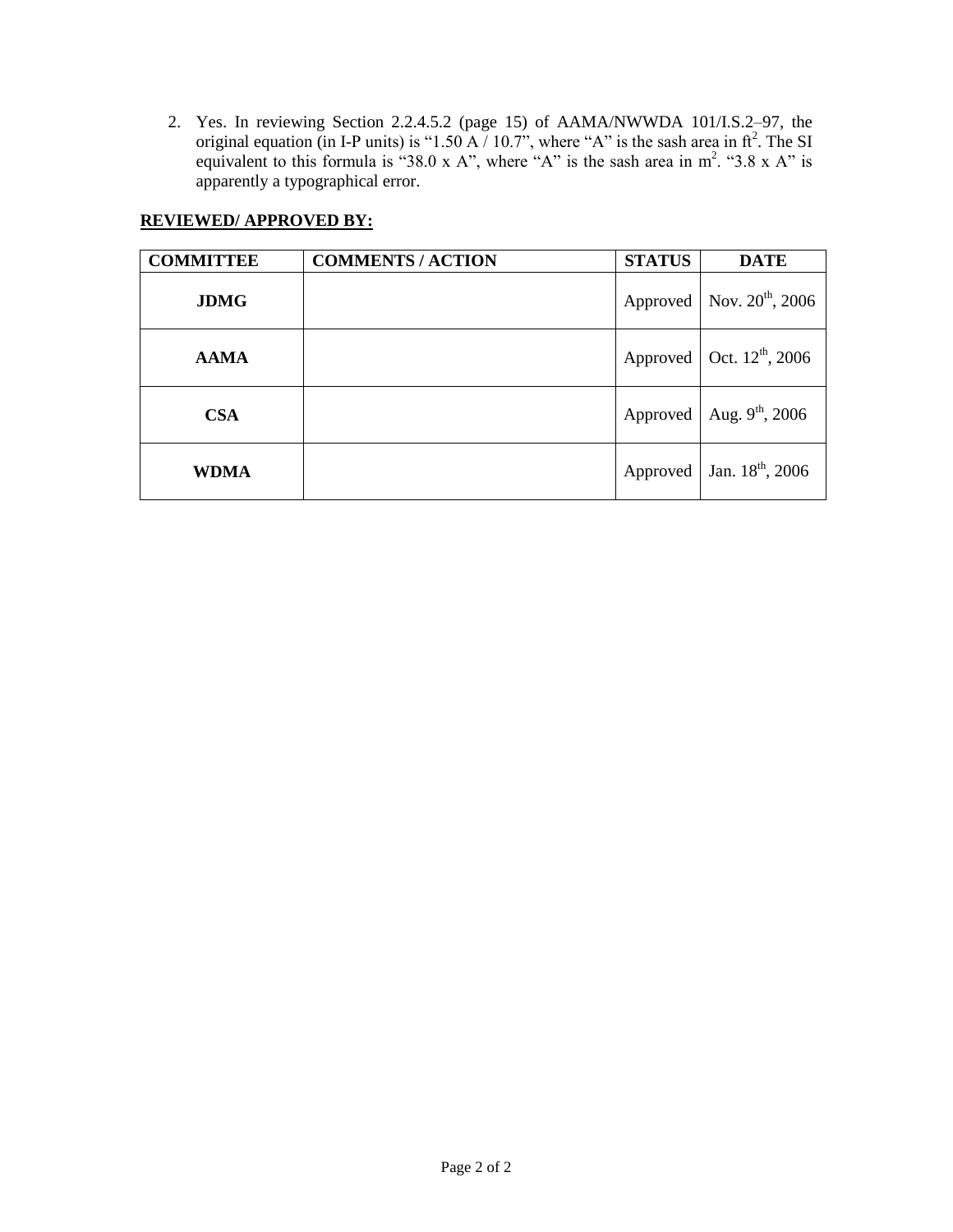2. Yes. In reviewing Section 2.2.4.5.2 (page 15) of AAMA/NWWDA 101/I.S.2–97, the original equation (in I-P units) is "1.50 A / 10.7", where "A" is the sash area in $ft^2$. The SI equivalent to this formula is "38.0 x A", where "A" is the sash area in $m^2$. "3.8 x A" is apparently a typographical error.

**REVIEWED/ APPROVED BY:**

| COMMITTEE | COMMENTS / ACTION | STATUS | DATE |
|---|---|---|---|
| **JDMG** | | Approved | Nov. 20th, 2006 |
| **AAMA** | | Approved | Oct. 12th, 2006 |
| **CSA** | | Approved | Aug. 9th, 2006 |
| **WDMA** | | Approved | Jan. 18th, 2006 |